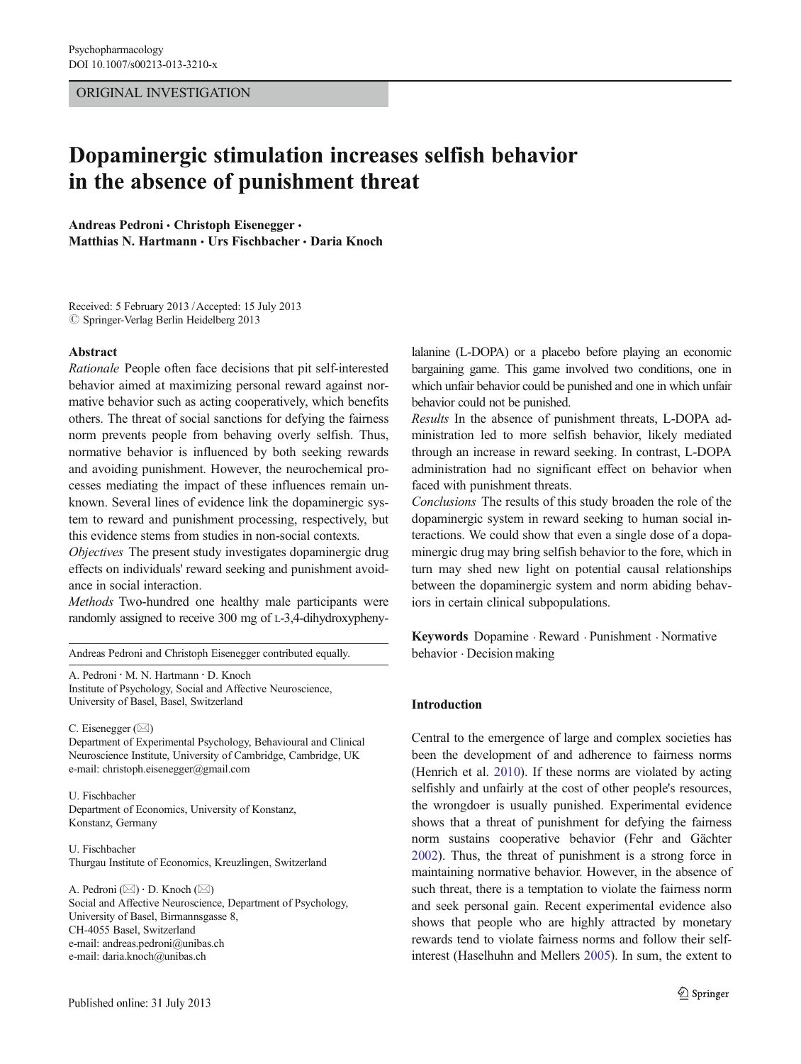ORIGINAL INVESTIGATION

# Dopaminergic stimulation increases selfish behavior in the absence of punishment threat

**Andreas Pedroni · Christoph Eisenegger · Matthias N. Hartmann · Urs Fischbacher · Daria Knoch**

Received: 5 February 2013 / Accepted: 15 July 2013
© Springer-Verlag Berlin Heidelberg 2013

## Abstract

*Rationale* People often face decisions that pit self-interested behavior aimed at maximizing personal reward against normative behavior such as acting cooperatively, which benefits others. The threat of social sanctions for defying the fairness norm prevents people from behaving overly selfish. Thus, normative behavior is influenced by both seeking rewards and avoiding punishment. However, the neurochemical processes mediating the impact of these influences remain unknown. Several lines of evidence link the dopaminergic system to reward and punishment processing, respectively, but this evidence stems from studies in non-social contexts.

*Objectives* The present study investigates dopaminergic drug effects on individuals' reward seeking and punishment avoidance in social interaction.

*Methods* Two-hundred one healthy male participants were randomly assigned to receive 300 mg of L-3,4-dihydroxyphenylalanine (L-DOPA) or a placebo before playing an economic bargaining game. This game involved two conditions, one in which unfair behavior could be punished and one in which unfair behavior could not be punished.

*Results* In the absence of punishment threats, L-DOPA administration led to more selfish behavior, likely mediated through an increase in reward seeking. In contrast, L-DOPA administration had no significant effect on behavior when faced with punishment threats.

*Conclusions* The results of this study broaden the role of the dopaminergic system in reward seeking to human social interactions. We could show that even a single dose of a dopaminergic drug may bring selfish behavior to the fore, which in turn may shed new light on potential causal relationships between the dopaminergic system and norm abiding behaviors in certain clinical subpopulations.

**Keywords** Dopamine · Reward · Punishment · Normative behavior · Decision making

Andreas Pedroni and Christoph Eisenegger contributed equally.

A. Pedroni · M. N. Hartmann · D. Knoch
Institute of Psychology, Social and Affective Neuroscience, University of Basel, Basel, Switzerland

C. Eisenegger (✉)
Department of Experimental Psychology, Behavioural and Clinical Neuroscience Institute, University of Cambridge, Cambridge, UK
e-mail: christoph.eisenegger@gmail.com

U. Fischbacher
Department of Economics, University of Konstanz, Konstanz, Germany

U. Fischbacher
Thurgau Institute of Economics, Kreuzlingen, Switzerland

A. Pedroni (✉) · D. Knoch (✉)
Social and Affective Neuroscience, Department of Psychology, University of Basel, Birmannsgasse 8, CH-4055 Basel, Switzerland
e-mail: andreas.pedroni@unibas.ch
e-mail: daria.knoch@unibas.ch

## Introduction

Central to the emergence of large and complex societies has been the development of and adherence to fairness norms (Henrich et al. 2010). If these norms are violated by acting selfishly and unfairly at the cost of other people's resources, the wrongdoer is usually punished. Experimental evidence shows that a threat of punishment for defying the fairness norm sustains cooperative behavior (Fehr and Gächter 2002). Thus, the threat of punishment is a strong force in maintaining normative behavior. However, in the absence of such threat, there is a temptation to violate the fairness norm and seek personal gain. Recent experimental evidence also shows that people who are highly attracted by monetary rewards tend to violate fairness norms and follow their self-interest (Haselhuhn and Mellers 2005). In sum, the extent to

Published online: 31 July 2013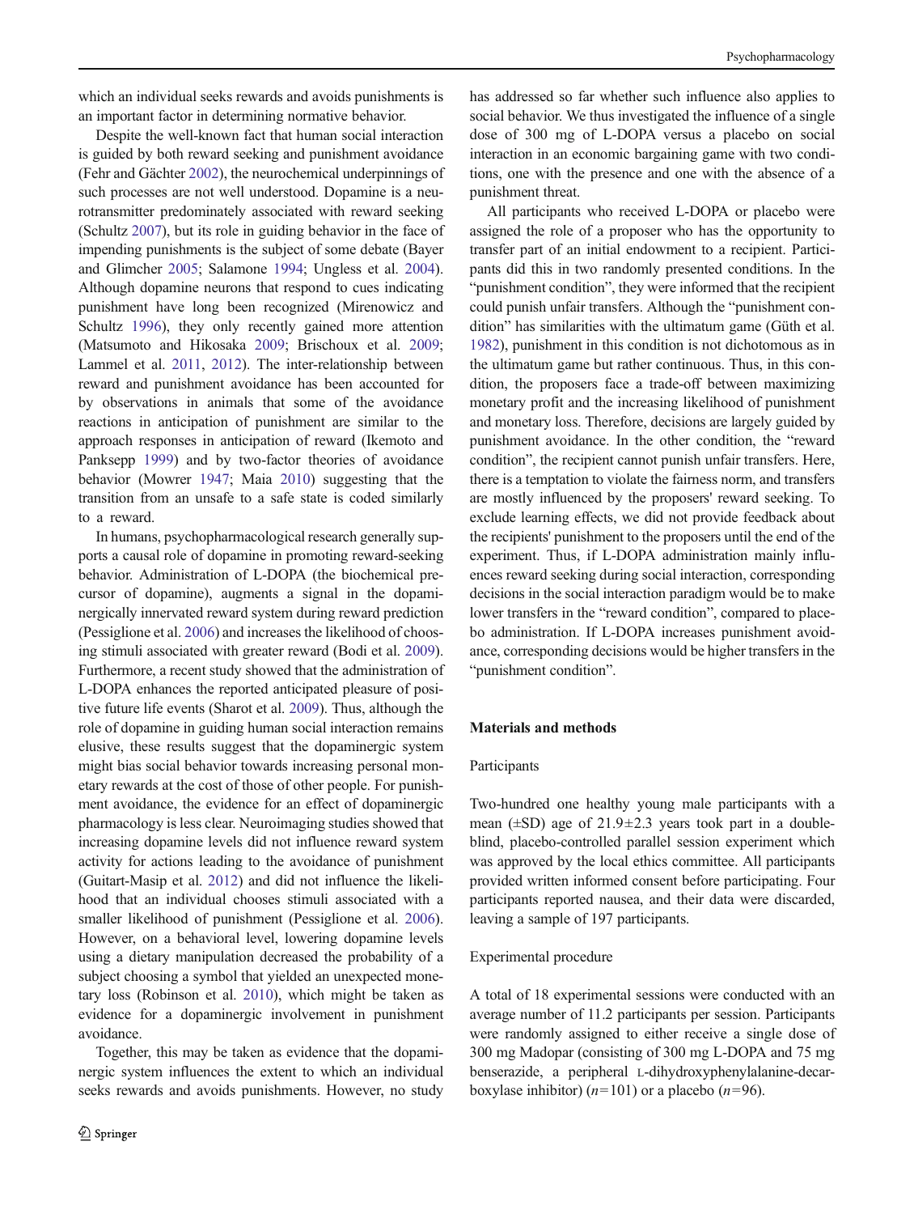which an individual seeks rewards and avoids punishments is an important factor in determining normative behavior.

Despite the well-known fact that human social interaction is guided by both reward seeking and punishment avoidance (Fehr and Gächter 2002), the neurochemical underpinnings of such processes are not well understood. Dopamine is a neurotransmitter predominately associated with reward seeking (Schultz 2007), but its role in guiding behavior in the face of impending punishments is the subject of some debate (Bayer and Glimcher 2005; Salamone 1994; Ungless et al. 2004). Although dopamine neurons that respond to cues indicating punishment have long been recognized (Mirenowicz and Schultz 1996), they only recently gained more attention (Matsumoto and Hikosaka 2009; Brischoux et al. 2009; Lammel et al. 2011, 2012). The inter-relationship between reward and punishment avoidance has been accounted for by observations in animals that some of the avoidance reactions in anticipation of punishment are similar to the approach responses in anticipation of reward (Ikemoto and Panksepp 1999) and by two-factor theories of avoidance behavior (Mowrer 1947; Maia 2010) suggesting that the transition from an unsafe to a safe state is coded similarly to a reward.

In humans, psychopharmacological research generally supports a causal role of dopamine in promoting reward-seeking behavior. Administration of L-DOPA (the biochemical precursor of dopamine), augments a signal in the dopaminergically innervated reward system during reward prediction (Pessiglione et al. 2006) and increases the likelihood of choosing stimuli associated with greater reward (Bodi et al. 2009). Furthermore, a recent study showed that the administration of L-DOPA enhances the reported anticipated pleasure of positive future life events (Sharot et al. 2009). Thus, although the role of dopamine in guiding human social interaction remains elusive, these results suggest that the dopaminergic system might bias social behavior towards increasing personal monetary rewards at the cost of those of other people. For punishment avoidance, the evidence for an effect of dopaminergic pharmacology is less clear. Neuroimaging studies showed that increasing dopamine levels did not influence reward system activity for actions leading to the avoidance of punishment (Guitart-Masip et al. 2012) and did not influence the likelihood that an individual chooses stimuli associated with a smaller likelihood of punishment (Pessiglione et al. 2006). However, on a behavioral level, lowering dopamine levels using a dietary manipulation decreased the probability of a subject choosing a symbol that yielded an unexpected monetary loss (Robinson et al. 2010), which might be taken as evidence for a dopaminergic involvement in punishment avoidance.

Together, this may be taken as evidence that the dopaminergic system influences the extent to which an individual seeks rewards and avoids punishments. However, no study has addressed so far whether such influence also applies to social behavior. We thus investigated the influence of a single dose of 300 mg of L-DOPA versus a placebo on social interaction in an economic bargaining game with two conditions, one with the presence and one with the absence of a punishment threat.

All participants who received L-DOPA or placebo were assigned the role of a proposer who has the opportunity to transfer part of an initial endowment to a recipient. Participants did this in two randomly presented conditions. In the "punishment condition", they were informed that the recipient could punish unfair transfers. Although the "punishment condition" has similarities with the ultimatum game (Güth et al. 1982), punishment in this condition is not dichotomous as in the ultimatum game but rather continuous. Thus, in this condition, the proposers face a trade-off between maximizing monetary profit and the increasing likelihood of punishment and monetary loss. Therefore, decisions are largely guided by punishment avoidance. In the other condition, the "reward condition", the recipient cannot punish unfair transfers. Here, there is a temptation to violate the fairness norm, and transfers are mostly influenced by the proposers' reward seeking. To exclude learning effects, we did not provide feedback about the recipients' punishment to the proposers until the end of the experiment. Thus, if L-DOPA administration mainly influences reward seeking during social interaction, corresponding decisions in the social interaction paradigm would be to make lower transfers in the "reward condition", compared to placebo administration. If L-DOPA increases punishment avoidance, corresponding decisions would be higher transfers in the "punishment condition".

## Materials and methods

### Participants

Two-hundred one healthy young male participants with a mean (±SD) age of 21.9±2.3 years took part in a double-blind, placebo-controlled parallel session experiment which was approved by the local ethics committee. All participants provided written informed consent before participating. Four participants reported nausea, and their data were discarded, leaving a sample of 197 participants.

### Experimental procedure

A total of 18 experimental sessions were conducted with an average number of 11.2 participants per session. Participants were randomly assigned to either receive a single dose of 300 mg Madopar (consisting of 300 mg L-DOPA and 75 mg benserazide, a peripheral L-dihydroxyphenylalanine-decarboxylase inhibitor) ($n$=101) or a placebo ($n$=96).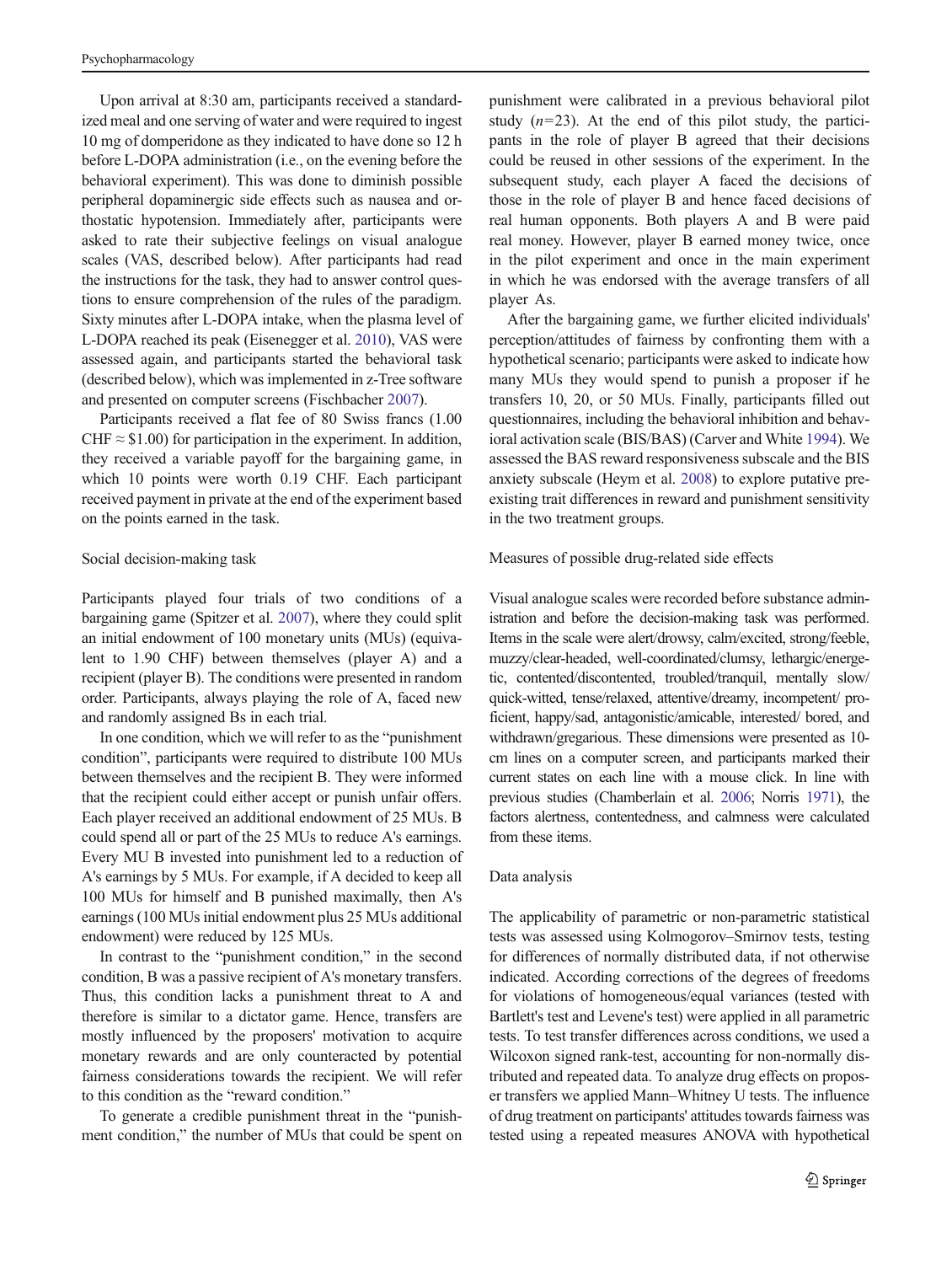Upon arrival at 8:30 am, participants received a standardized meal and one serving of water and were required to ingest 10 mg of domperidone as they indicated to have done so 12 h before L-DOPA administration (i.e., on the evening before the behavioral experiment). This was done to diminish possible peripheral dopaminergic side effects such as nausea and orthostatic hypotension. Immediately after, participants were asked to rate their subjective feelings on visual analogue scales (VAS, described below). After participants had read the instructions for the task, they had to answer control questions to ensure comprehension of the rules of the paradigm. Sixty minutes after L-DOPA intake, when the plasma level of L-DOPA reached its peak (Eisenegger et al. 2010), VAS were assessed again, and participants started the behavioral task (described below), which was implemented in z-Tree software and presented on computer screens (Fischbacher 2007).

Participants received a flat fee of 80 Swiss francs (1.00 CHF ≈ \$1.00) for participation in the experiment. In addition, they received a variable payoff for the bargaining game, in which 10 points were worth 0.19 CHF. Each participant received payment in private at the end of the experiment based on the points earned in the task.

## Social decision-making task

Participants played four trials of two conditions of a bargaining game (Spitzer et al. 2007), where they could split an initial endowment of 100 monetary units (MUs) (equivalent to 1.90 CHF) between themselves (player A) and a recipient (player B). The conditions were presented in random order. Participants, always playing the role of A, faced new and randomly assigned Bs in each trial.

In one condition, which we will refer to as the "punishment condition", participants were required to distribute 100 MUs between themselves and the recipient B. They were informed that the recipient could either accept or punish unfair offers. Each player received an additional endowment of 25 MUs. B could spend all or part of the 25 MUs to reduce A's earnings. Every MU B invested into punishment led to a reduction of A's earnings by 5 MUs. For example, if A decided to keep all 100 MUs for himself and B punished maximally, then A's earnings (100 MUs initial endowment plus 25 MUs additional endowment) were reduced by 125 MUs.

In contrast to the "punishment condition," in the second condition, B was a passive recipient of A's monetary transfers. Thus, this condition lacks a punishment threat to A and therefore is similar to a dictator game. Hence, transfers are mostly influenced by the proposers' motivation to acquire monetary rewards and are only counteracted by potential fairness considerations towards the recipient. We will refer to this condition as the "reward condition."

To generate a credible punishment threat in the "punishment condition," the number of MUs that could be spent on punishment were calibrated in a previous behavioral pilot study ($n$=23). At the end of this pilot study, the participants in the role of player B agreed that their decisions could be reused in other sessions of the experiment. In the subsequent study, each player A faced the decisions of those in the role of player B and hence faced decisions of real human opponents. Both players A and B were paid real money. However, player B earned money twice, once in the pilot experiment and once in the main experiment in which he was endorsed with the average transfers of all player As.

After the bargaining game, we further elicited individuals' perception/attitudes of fairness by confronting them with a hypothetical scenario; participants were asked to indicate how many MUs they would spend to punish a proposer if he transfers 10, 20, or 50 MUs. Finally, participants filled out questionnaires, including the behavioral inhibition and behavioral activation scale (BIS/BAS) (Carver and White 1994). We assessed the BAS reward responsiveness subscale and the BIS anxiety subscale (Heym et al. 2008) to explore putative preexisting trait differences in reward and punishment sensitivity in the two treatment groups.

## Measures of possible drug-related side effects

Visual analogue scales were recorded before substance administration and before the decision-making task was performed. Items in the scale were alert/drowsy, calm/excited, strong/feeble, muzzy/clear-headed, well-coordinated/clumsy, lethargic/energetic, contented/discontented, troubled/tranquil, mentally slow/quick-witted, tense/relaxed, attentive/dreamy, incompetent/proficient, happy/sad, antagonistic/amicable, interested/bored, and withdrawn/gregarious. These dimensions were presented as 10-cm lines on a computer screen, and participants marked their current states on each line with a mouse click. In line with previous studies (Chamberlain et al. 2006; Norris 1971), the factors alertness, contentedness, and calmness were calculated from these items.

## Data analysis

The applicability of parametric or non-parametric statistical tests was assessed using Kolmogorov–Smirnov tests, testing for differences of normally distributed data, if not otherwise indicated. According corrections of the degrees of freedoms for violations of homogeneous/equal variances (tested with Bartlett's test and Levene's test) were applied in all parametric tests. To test transfer differences across conditions, we used a Wilcoxon signed rank-test, accounting for non-normally distributed and repeated data. To analyze drug effects on proposer transfers we applied Mann–Whitney U tests. The influence of drug treatment on participants' attitudes towards fairness was tested using a repeated measures ANOVA with hypothetical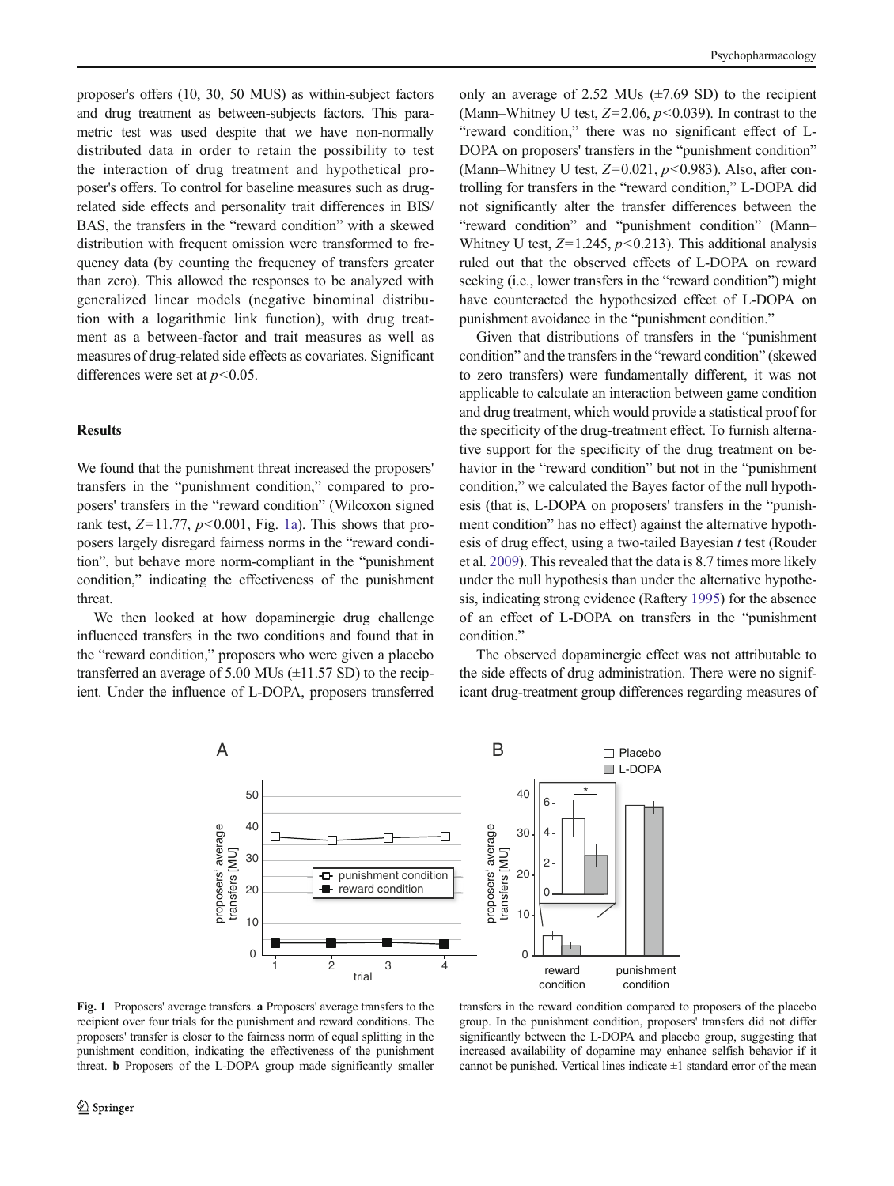proposer's offers (10, 30, 50 MUS) as within-subject factors and drug treatment as between-subjects factors. This parametric test was used despite that we have non-normally distributed data in order to retain the possibility to test the interaction of drug treatment and hypothetical proposer's offers. To control for baseline measures such as drug-related side effects and personality trait differences in BIS/BAS, the transfers in the "reward condition" with a skewed distribution with frequent omission were transformed to frequency data (by counting the frequency of transfers greater than zero). This allowed the responses to be analyzed with generalized linear models (negative binominal distribution with a logarithmic link function), with drug treatment as a between-factor and trait measures as well as measures of drug-related side effects as covariates. Significant differences were set at $p<0.05$.

## Results

We found that the punishment threat increased the proposers' transfers in the "punishment condition," compared to proposers' transfers in the "reward condition" (Wilcoxon signed rank test, $Z=11.77$, $p<0.001$, Fig. 1a). This shows that proposers largely disregard fairness norms in the "reward condition", but behave more norm-compliant in the "punishment condition," indicating the effectiveness of the punishment threat.

We then looked at how dopaminergic drug challenge influenced transfers in the two conditions and found that in the "reward condition," proposers who were given a placebo transferred an average of 5.00 MUs (±11.57 SD) to the recipient. Under the influence of L-DOPA, proposers transferred only an average of 2.52 MUs (±7.69 SD) to the recipient (Mann–Whitney U test, $Z=2.06$, $p<0.039$). In contrast to the "reward condition," there was no significant effect of L-DOPA on proposers' transfers in the "punishment condition" (Mann–Whitney U test, $Z=0.021$, $p<0.983$). Also, after controlling for transfers in the "reward condition," L-DOPA did not significantly alter the transfer differences between the "reward condition" and "punishment condition" (Mann–Whitney U test, $Z=1.245$, $p<0.213$). This additional analysis ruled out that the observed effects of L-DOPA on reward seeking (i.e., lower transfers in the "reward condition") might have counteracted the hypothesized effect of L-DOPA on punishment avoidance in the "punishment condition."

Given that distributions of transfers in the "punishment condition" and the transfers in the "reward condition" (skewed to zero transfers) were fundamentally different, it was not applicable to calculate an interaction between game condition and drug treatment, which would provide a statistical proof for the specificity of the drug-treatment effect. To furnish alternative support for the specificity of the drug treatment on behavior in the "reward condition" but not in the "punishment condition," we calculated the Bayes factor of the null hypothesis (that is, L-DOPA on proposers' transfers in the "punishment condition" has no effect) against the alternative hypothesis of drug effect, using a two-tailed Bayesian $t$ test (Rouder et al. 2009). This revealed that the data is 8.7 times more likely under the null hypothesis than under the alternative hypothesis, indicating strong evidence (Raftery 1995) for the absence of an effect of L-DOPA on transfers in the "punishment condition."

The observed dopaminergic effect was not attributable to the side effects of drug administration. There were no significant drug-treatment group differences regarding measures of

**Fig. 1** Proposers' average transfers. **a** Proposers' average transfers to the recipient over four trials for the punishment and reward conditions. The proposers' transfer is closer to the fairness norm of equal splitting in the punishment condition, indicating the effectiveness of the punishment threat. **b** Proposers of the L-DOPA group made significantly smaller transfers in the reward condition compared to proposers of the placebo group. In the punishment condition, proposers' transfers did not differ significantly between the L-DOPA and placebo group, suggesting that increased availability of dopamine may enhance selfish behavior if it cannot be punished. Vertical lines indicate ±1 standard error of the mean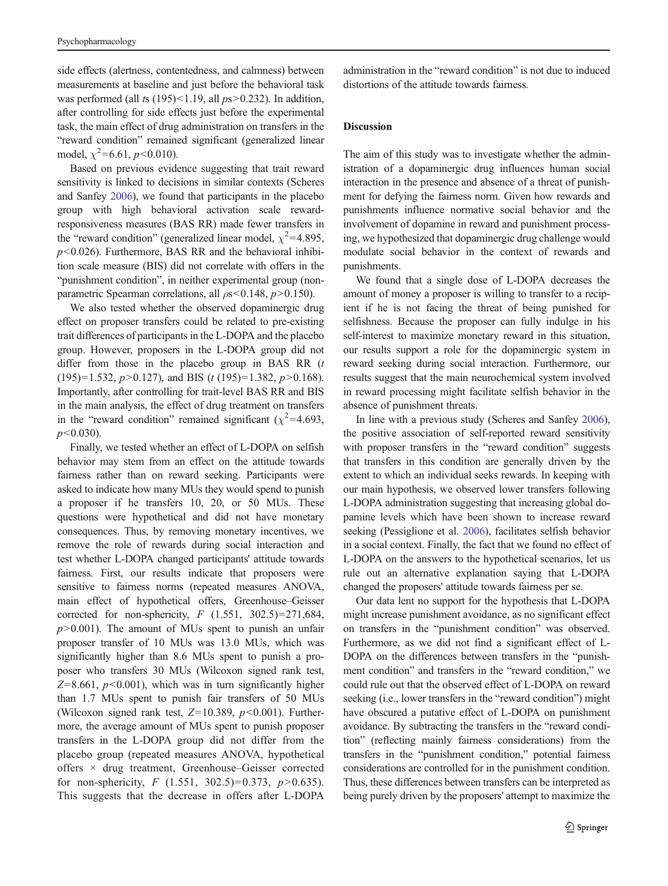side effects (alertness, contentedness, and calmness) between measurements at baseline and just before the behavioral task was performed (all $t$s $(195)<1.19$, all $p$s$>0.232$). In addition, after controlling for side effects just before the experimental task, the main effect of drug administration on transfers in the "reward condition" remained significant (generalized linear model, $\chi^2=6.61$, $p<0.010$).

Based on previous evidence suggesting that trait reward sensitivity is linked to decisions in similar contexts (Scheres and Sanfey 2006), we found that participants in the placebo group with high behavioral activation scale reward-responsiveness measures (BAS RR) made fewer transfers in the "reward condition" (generalized linear model, $\chi^2=4.895$, $p<0.026$). Furthermore, BAS RR and the behavioral inhibition scale measure (BIS) did not correlate with offers in the "punishment condition", in neither experimental group (non-parametric Spearman correlations, all $\rho$s$<0.148$, $p>0.150$).

We also tested whether the observed dopaminergic drug effect on proposer transfers could be related to pre-existing trait differences of participants in the L-DOPA and the placebo group. However, proposers in the L-DOPA group did not differ from those in the placebo group in BAS RR ($t$ $(195)=1.532$, $p>0.127$), and BIS ($t$ $(195)=1.382$, $p>0.168$). Importantly, after controlling for trait-level BAS RR and BIS in the main analysis, the effect of drug treatment on transfers in the "reward condition" remained significant ($\chi^2=4.693$, $p<0.030$).

Finally, we tested whether an effect of L-DOPA on selfish behavior may stem from an effect on the attitude towards fairness rather than on reward seeking. Participants were asked to indicate how many MUs they would spend to punish a proposer if he transfers 10, 20, or 50 MUs. These questions were hypothetical and did not have monetary consequences. Thus, by removing monetary incentives, we remove the role of rewards during social interaction and test whether L-DOPA changed participants' attitude towards fairness. First, our results indicate that proposers were sensitive to fairness norms (repeated measures ANOVA, main effect of hypothetical offers, Greenhouse–Geisser corrected for non-sphericity, $F$ $(1.551, 302.5)=271{,}684$, $p>0.001$). The amount of MUs spent to punish an unfair proposer transfer of 10 MUs was 13.0 MUs, which was significantly higher than 8.6 MUs spent to punish a proposer who transfers 30 MUs (Wilcoxon signed rank test, $Z=8.661$, $p<0.001$), which was in turn significantly higher than 1.7 MUs spent to punish fair transfers of 50 MUs (Wilcoxon signed rank test, $Z=10.389$, $p<0.001$). Furthermore, the average amount of MUs spent to punish proposer transfers in the L-DOPA group did not differ from the placebo group (repeated measures ANOVA, hypothetical offers × drug treatment, Greenhouse–Geisser corrected for non-sphericity, $F$ $(1.551, 302.5)=0.373$, $p>0.635$). This suggests that the decrease in offers after L-DOPA administration in the "reward condition" is not due to induced distortions of the attitude towards fairness.

## Discussion

The aim of this study was to investigate whether the administration of a dopaminergic drug influences human social interaction in the presence and absence of a threat of punishment for defying the fairness norm. Given how rewards and punishments influence normative social behavior and the involvement of dopamine in reward and punishment processing, we hypothesized that dopaminergic drug challenge would modulate social behavior in the context of rewards and punishments.

We found that a single dose of L-DOPA decreases the amount of money a proposer is willing to transfer to a recipient if he is not facing the threat of being punished for selfishness. Because the proposer can fully indulge in his self-interest to maximize monetary reward in this situation, our results support a role for the dopaminergic system in reward seeking during social interaction. Furthermore, our results suggest that the main neurochemical system involved in reward processing might facilitate selfish behavior in the absence of punishment threats.

In line with a previous study (Scheres and Sanfey 2006), the positive association of self-reported reward sensitivity with proposer transfers in the "reward condition" suggests that transfers in this condition are generally driven by the extent to which an individual seeks rewards. In keeping with our main hypothesis, we observed lower transfers following L-DOPA administration suggesting that increasing global dopamine levels which have been shown to increase reward seeking (Pessiglione et al. 2006), facilitates selfish behavior in a social context. Finally, the fact that we found no effect of L-DOPA on the answers to the hypothetical scenarios, let us rule out an alternative explanation saying that L-DOPA changed the proposers' attitude towards fairness per se.

Our data lent no support for the hypothesis that L-DOPA might increase punishment avoidance, as no significant effect on transfers in the "punishment condition" was observed. Furthermore, as we did not find a significant effect of L-DOPA on the differences between transfers in the "punishment condition" and transfers in the "reward condition," we could rule out that the observed effect of L-DOPA on reward seeking (i.e., lower transfers in the "reward condition") might have obscured a putative effect of L-DOPA on punishment avoidance. By subtracting the transfers in the "reward condition" (reflecting mainly fairness considerations) from the transfers in the "punishment condition," potential fairness considerations are controlled for in the punishment condition. Thus, these differences between transfers can be interpreted as being purely driven by the proposers' attempt to maximize the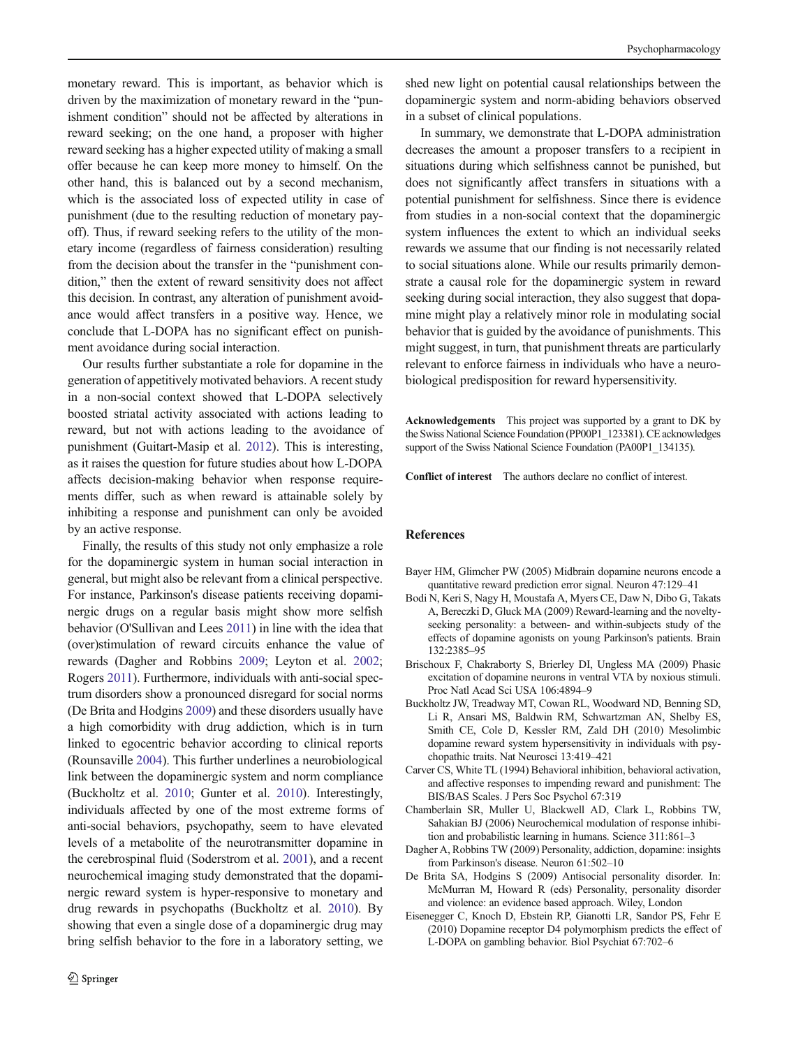monetary reward. This is important, as behavior which is driven by the maximization of monetary reward in the "punishment condition" should not be affected by alterations in reward seeking; on the one hand, a proposer with higher reward seeking has a higher expected utility of making a small offer because he can keep more money to himself. On the other hand, this is balanced out by a second mechanism, which is the associated loss of expected utility in case of punishment (due to the resulting reduction of monetary payoff). Thus, if reward seeking refers to the utility of the monetary income (regardless of fairness consideration) resulting from the decision about the transfer in the "punishment condition," then the extent of reward sensitivity does not affect this decision. In contrast, any alteration of punishment avoidance would affect transfers in a positive way. Hence, we conclude that L-DOPA has no significant effect on punishment avoidance during social interaction.

Our results further substantiate a role for dopamine in the generation of appetitively motivated behaviors. A recent study in a non-social context showed that L-DOPA selectively boosted striatal activity associated with actions leading to reward, but not with actions leading to the avoidance of punishment (Guitart-Masip et al. 2012). This is interesting, as it raises the question for future studies about how L-DOPA affects decision-making behavior when response requirements differ, such as when reward is attainable solely by inhibiting a response and punishment can only be avoided by an active response.

Finally, the results of this study not only emphasize a role for the dopaminergic system in human social interaction in general, but might also be relevant from a clinical perspective. For instance, Parkinson's disease patients receiving dopaminergic drugs on a regular basis might show more selfish behavior (O'Sullivan and Lees 2011) in line with the idea that (over)stimulation of reward circuits enhance the value of rewards (Dagher and Robbins 2009; Leyton et al. 2002; Rogers 2011). Furthermore, individuals with anti-social spectrum disorders show a pronounced disregard for social norms (De Brita and Hodgins 2009) and these disorders usually have a high comorbidity with drug addiction, which is in turn linked to egocentric behavior according to clinical reports (Rounsaville 2004). This further underlines a neurobiological link between the dopaminergic system and norm compliance (Buckholtz et al. 2010; Gunter et al. 2010). Interestingly, individuals affected by one of the most extreme forms of anti-social behaviors, psychopathy, seem to have elevated levels of a metabolite of the neurotransmitter dopamine in the cerebrospinal fluid (Soderstrom et al. 2001), and a recent neurochemical imaging study demonstrated that the dopaminergic reward system is hyper-responsive to monetary and drug rewards in psychopaths (Buckholtz et al. 2010). By showing that even a single dose of a dopaminergic drug may bring selfish behavior to the fore in a laboratory setting, we shed new light on potential causal relationships between the dopaminergic system and norm-abiding behaviors observed in a subset of clinical populations.

In summary, we demonstrate that L-DOPA administration decreases the amount a proposer transfers to a recipient in situations during which selfishness cannot be punished, but does not significantly affect transfers in situations with a potential punishment for selfishness. Since there is evidence from studies in a non-social context that the dopaminergic system influences the extent to which an individual seeks rewards we assume that our finding is not necessarily related to social situations alone. While our results primarily demonstrate a causal role for the dopaminergic system in reward seeking during social interaction, they also suggest that dopamine might play a relatively minor role in modulating social behavior that is guided by the avoidance of punishments. This might suggest, in turn, that punishment threats are particularly relevant to enforce fairness in individuals who have a neurobiological predisposition for reward hypersensitivity.

**Acknowledgements** This project was supported by a grant to DK by the Swiss National Science Foundation (PP00P1_123381). CE acknowledges support of the Swiss National Science Foundation (PA00P1_134135).

**Conflict of interest** The authors declare no conflict of interest.

## References

Bayer HM, Glimcher PW (2005) Midbrain dopamine neurons encode a quantitative reward prediction error signal. Neuron 47:129–41

Bodi N, Keri S, Nagy H, Moustafa A, Myers CE, Daw N, Dibo G, Takats A, Bereczki D, Gluck MA (2009) Reward-learning and the novelty-seeking personality: a between- and within-subjects study of the effects of dopamine agonists on young Parkinson's patients. Brain 132:2385–95

Brischoux F, Chakraborty S, Brierley DI, Ungless MA (2009) Phasic excitation of dopamine neurons in ventral VTA by noxious stimuli. Proc Natl Acad Sci USA 106:4894–9

Buckholtz JW, Treadway MT, Cowan RL, Woodward ND, Benning SD, Li R, Ansari MS, Baldwin RM, Schwartzman AN, Shelby ES, Smith CE, Cole D, Kessler RM, Zald DH (2010) Mesolimbic dopamine reward system hypersensitivity in individuals with psychopathic traits. Nat Neurosci 13:419–421

Carver CS, White TL (1994) Behavioral inhibition, behavioral activation, and affective responses to impending reward and punishment: The BIS/BAS Scales. J Pers Soc Psychol 67:319

Chamberlain SR, Muller U, Blackwell AD, Clark L, Robbins TW, Sahakian BJ (2006) Neurochemical modulation of response inhibition and probabilistic learning in humans. Science 311:861–3

Dagher A, Robbins TW (2009) Personality, addiction, dopamine: insights from Parkinson's disease. Neuron 61:502–10

De Brita SA, Hodgins S (2009) Antisocial personality disorder. In: McMurran M, Howard R (eds) Personality, personality disorder and violence: an evidence based approach. Wiley, London

Eisenegger C, Knoch D, Ebstein RP, Gianotti LR, Sandor PS, Fehr E (2010) Dopamine receptor D4 polymorphism predicts the effect of L-DOPA on gambling behavior. Biol Psychiat 67:702–6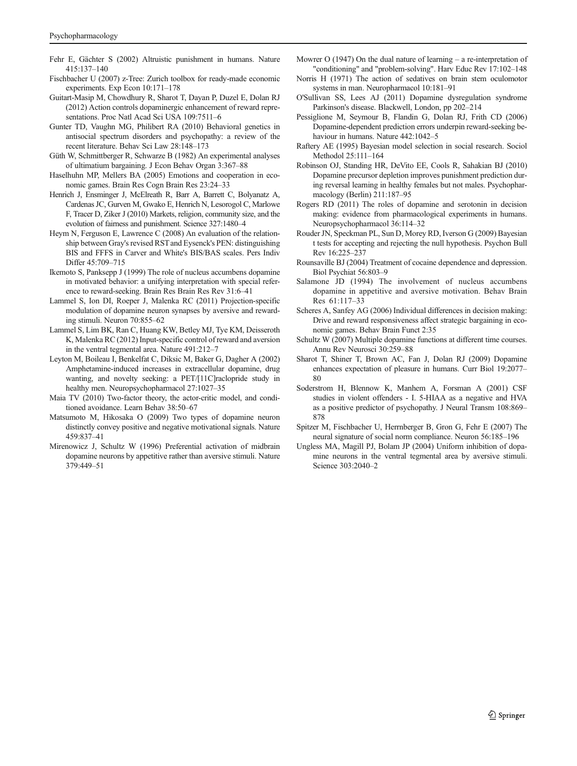Fehr E, Gächter S (2002) Altruistic punishment in humans. Nature 415:137–140

Fischbacher U (2007) z-Tree: Zurich toolbox for ready-made economic experiments. Exp Econ 10:171–178

Guitart-Masip M, Chowdhury R, Sharot T, Dayan P, Duzel E, Dolan RJ (2012) Action controls dopaminergic enhancement of reward representations. Proc Natl Acad Sci USA 109:7511–6

Gunter TD, Vaughn MG, Philibert RA (2010) Behavioral genetics in antisocial spectrum disorders and psychopathy: a review of the recent literature. Behav Sci Law 28:148–173

Güth W, Schmittberger R, Schwarze B (1982) An experimental analyses of ultimatium bargaining. J Econ Behav Organ 3:367–88

Haselhuhn MP, Mellers BA (2005) Emotions and cooperation in economic games. Brain Res Cogn Brain Res 23:24–33

Henrich J, Ensminger J, McElreath R, Barr A, Barrett C, Bolyanatz A, Cardenas JC, Gurven M, Gwako E, Henrich N, Lesorogol C, Marlowe F, Tracer D, Ziker J (2010) Markets, religion, community size, and the evolution of fairness and punishment. Science 327:1480–4

Heym N, Ferguson E, Lawrence C (2008) An evaluation of the relationship between Gray's revised RST and Eysenck's PEN: distinguishing BIS and FFFS in Carver and White's BIS/BAS scales. Pers Indiv Differ 45:709–715

Ikemoto S, Panksepp J (1999) The role of nucleus accumbens dopamine in motivated behavior: a unifying interpretation with special reference to reward-seeking. Brain Res Brain Res Rev 31:6–41

Lammel S, Ion DI, Roeper J, Malenka RC (2011) Projection-specific modulation of dopamine neuron synapses by aversive and rewarding stimuli. Neuron 70:855–62

Lammel S, Lim BK, Ran C, Huang KW, Betley MJ, Tye KM, Deisseroth K, Malenka RC (2012) Input-specific control of reward and aversion in the ventral tegmental area. Nature 491:212–7

Leyton M, Boileau I, Benkelfat C, Diksic M, Baker G, Dagher A (2002) Amphetamine-induced increases in extracellular dopamine, drug wanting, and novelty seeking: a PET/[11C]raclopride study in healthy men. Neuropsychopharmacol 27:1027–35

Maia TV (2010) Two-factor theory, the actor-critic model, and conditioned avoidance. Learn Behav 38:50–67

Matsumoto M, Hikosaka O (2009) Two types of dopamine neuron distinctly convey positive and negative motivational signals. Nature 459:837–41

Mirenowicz J, Schultz W (1996) Preferential activation of midbrain dopamine neurons by appetitive rather than aversive stimuli. Nature 379:449–51

Mowrer O (1947) On the dual nature of learning – a re-interpretation of "conditioning" and "problem-solving". Harv Educ Rev 17:102–148

Norris H (1971) The action of sedatives on brain stem oculomotor systems in man. Neuropharmacol 10:181–91

O'Sullivan SS, Lees AJ (2011) Dopamine dysregulation syndrome Parkinson's disease. Blackwell, London, pp 202–214

Pessiglione M, Seymour B, Flandin G, Dolan RJ, Frith CD (2006) Dopamine-dependent prediction errors underpin reward-seeking behaviour in humans. Nature 442:1042–5

Raftery AE (1995) Bayesian model selection in social research. Sociol Methodol 25:111–164

Robinson OJ, Standing HR, DeVito EE, Cools R, Sahakian BJ (2010) Dopamine precursor depletion improves punishment prediction during reversal learning in healthy females but not males. Psychopharmacology (Berlin) 211:187–95

Rogers RD (2011) The roles of dopamine and serotonin in decision making: evidence from pharmacological experiments in humans. Neuropsychopharmacol 36:114–32

Rouder JN, Speckman PL, Sun D, Morey RD, Iverson G (2009) Bayesian t tests for accepting and rejecting the null hypothesis. Psychon Bull Rev 16:225–237

Rounsaville BJ (2004) Treatment of cocaine dependence and depression. Biol Psychiat 56:803–9

Salamone JD (1994) The involvement of nucleus accumbens dopamine in appetitive and aversive motivation. Behav Brain Res 61:117–33

Scheres A, Sanfey AG (2006) Individual differences in decision making: Drive and reward responsiveness affect strategic bargaining in economic games. Behav Brain Funct 2:35

Schultz W (2007) Multiple dopamine functions at different time courses. Annu Rev Neurosci 30:259–88

Sharot T, Shiner T, Brown AC, Fan J, Dolan RJ (2009) Dopamine enhances expectation of pleasure in humans. Curr Biol 19:2077–80

Soderstrom H, Blennow K, Manhem A, Forsman A (2001) CSF studies in violent offenders - I. 5-HIAA as a negative and HVA as a positive predictor of psychopathy. J Neural Transm 108:869–878

Spitzer M, Fischbacher U, Herrnberger B, Gron G, Fehr E (2007) The neural signature of social norm compliance. Neuron 56:185–196

Ungless MA, Magill PJ, Bolam JP (2004) Uniform inhibition of dopamine neurons in the ventral tegmental area by aversive stimuli. Science 303:2040–2